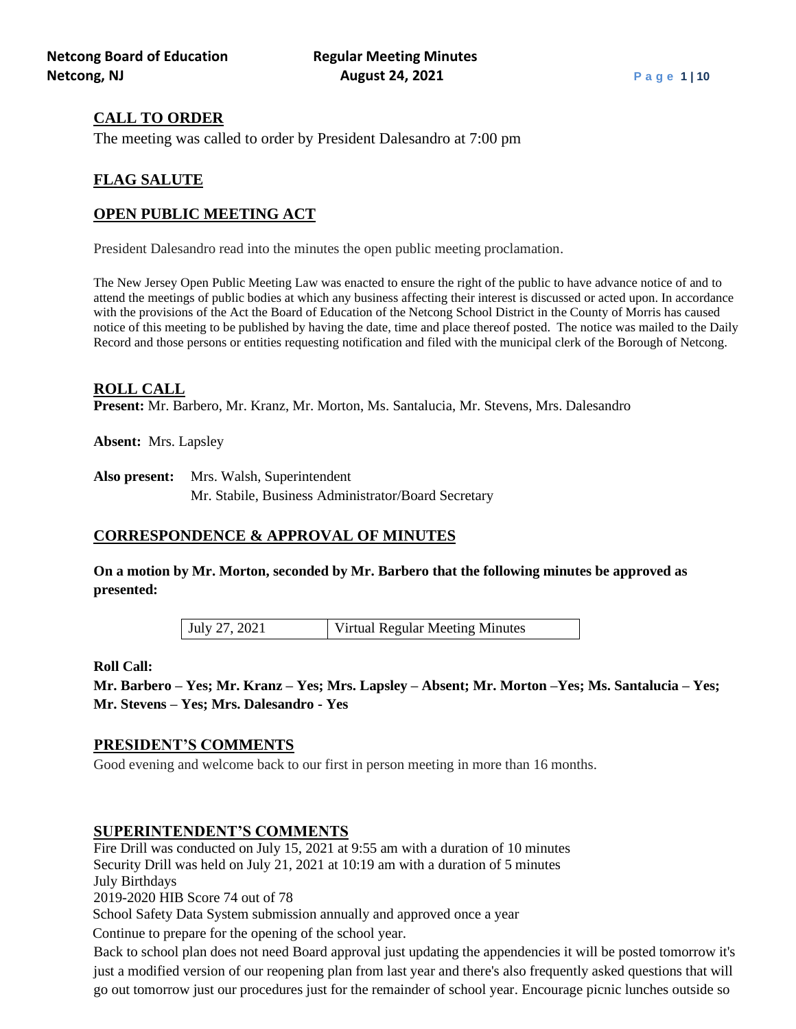## CALL TO ORDER

The meeting was called to order by President Dalesandro at 7:00 pm

## FLAG SALUTE

## OPEN PUBLIC MEETING ACT

President Dalesandro read into the minutes the open public meeting proclamation.

The New Jersey Open Public Meeting Law was enacted to ensure the right of the public to have advance notice of and to attend the meetings of public bodies at which any business affecting their interest is discussed or acted upon. In accordance with the provisions of the Act the Board of Education of the Netcong School District in the County of Morris has caused notice of this meeting to be published by having the date, time and place thereof posted. The notice was mailed to the Daily Record and those persons or entities requesting notification and filed with the municipal clerk of the Borough of Netcong.

## ROLL CALL

**Present:** Mr. Barbero, Mr. Kranz, Mr. Morton, Ms. Santalucia, Mr. Stevens, Mrs. Dalesandro

**Absent:** Mrs. Lapsley

**Also present:** Mrs. Walsh, Superintendent
Mr. Stabile, Business Administrator/Board Secretary

## CORRESPONDENCE & APPROVAL OF MINUTES

**On a motion by Mr. Morton, seconded by Mr. Barbero that the following minutes be approved as presented:**

| July 27, 2021 | Virtual Regular Meeting Minutes |
|---|---|

**Roll Call:**

**Mr. Barbero – Yes; Mr. Kranz – Yes; Mrs. Lapsley – Absent; Mr. Morton –Yes; Ms. Santalucia – Yes; Mr. Stevens – Yes; Mrs. Dalesandro - Yes**

## PRESIDENT'S COMMENTS

Good evening and welcome back to our first in person meeting in more than 16 months.

## SUPERINTENDENT'S COMMENTS

Fire Drill was conducted on July 15, 2021 at 9:55 am with a duration of 10 minutes
Security Drill was held on July 21, 2021 at 10:19 am with a duration of 5 minutes
July Birthdays
2019-2020 HIB Score 74 out of 78
School Safety Data System submission annually and approved once a year
Continue to prepare for the opening of the school year.
Back to school plan does not need Board approval just updating the appendencies it will be posted tomorrow it's just a modified version of our reopening plan from last year and there's also frequently asked questions that will go out tomorrow just our procedures just for the remainder of school year. Encourage picnic lunches outside so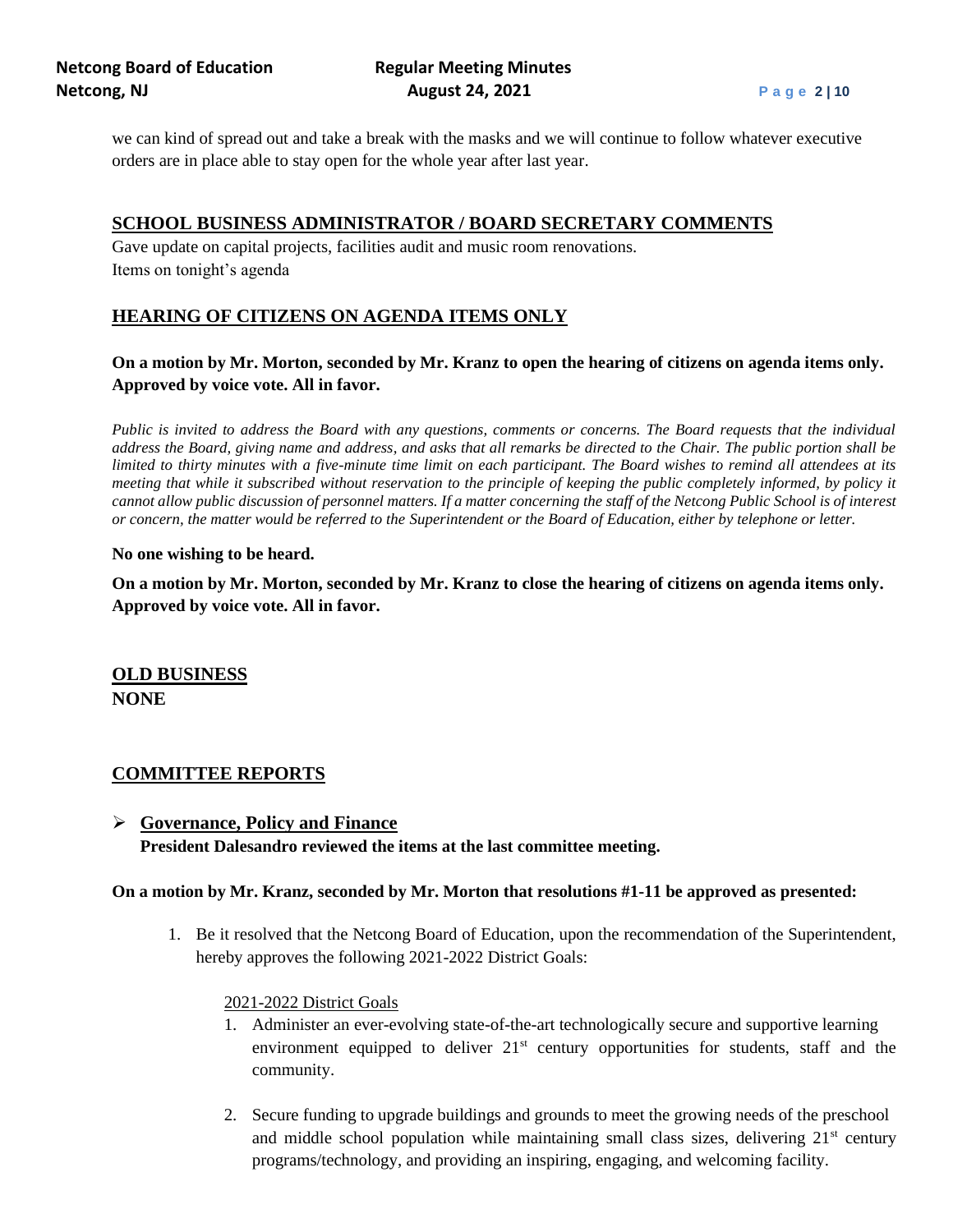we can kind of spread out and take a break with the masks and we will continue to follow whatever executive orders are in place able to stay open for the whole year after last year.

## SCHOOL BUSINESS ADMINISTRATOR / BOARD SECRETARY COMMENTS

Gave update on capital projects, facilities audit and music room renovations.
Items on tonight's agenda

## HEARING OF CITIZENS ON AGENDA ITEMS ONLY

**On a motion by Mr. Morton, seconded by Mr. Kranz to open the hearing of citizens on agenda items only. Approved by voice vote. All in favor.**

*Public is invited to address the Board with any questions, comments or concerns. The Board requests that the individual address the Board, giving name and address, and asks that all remarks be directed to the Chair. The public portion shall be limited to thirty minutes with a five-minute time limit on each participant. The Board wishes to remind all attendees at its meeting that while it subscribed without reservation to the principle of keeping the public completely informed, by policy it cannot allow public discussion of personnel matters. If a matter concerning the staff of the Netcong Public School is of interest or concern, the matter would be referred to the Superintendent or the Board of Education, either by telephone or letter.*

**No one wishing to be heard.**

**On a motion by Mr. Morton, seconded by Mr. Kranz to close the hearing of citizens on agenda items only. Approved by voice vote. All in favor.**

## OLD BUSINESS

**NONE**

## COMMITTEE REPORTS

- **Governance, Policy and Finance**
  **President Dalesandro reviewed the items at the last committee meeting.**

**On a motion by Mr. Kranz, seconded by Mr. Morton that resolutions #1-11 be approved as presented:**

1. Be it resolved that the Netcong Board of Education, upon the recommendation of the Superintendent, hereby approves the following 2021-2022 District Goals:

   2021-2022 District Goals

   1. Administer an ever-evolving state-of-the-art technologically secure and supportive learning environment equipped to deliver 21st century opportunities for students, staff and the community.
   2. Secure funding to upgrade buildings and grounds to meet the growing needs of the preschool and middle school population while maintaining small class sizes, delivering 21st century programs/technology, and providing an inspiring, engaging, and welcoming facility.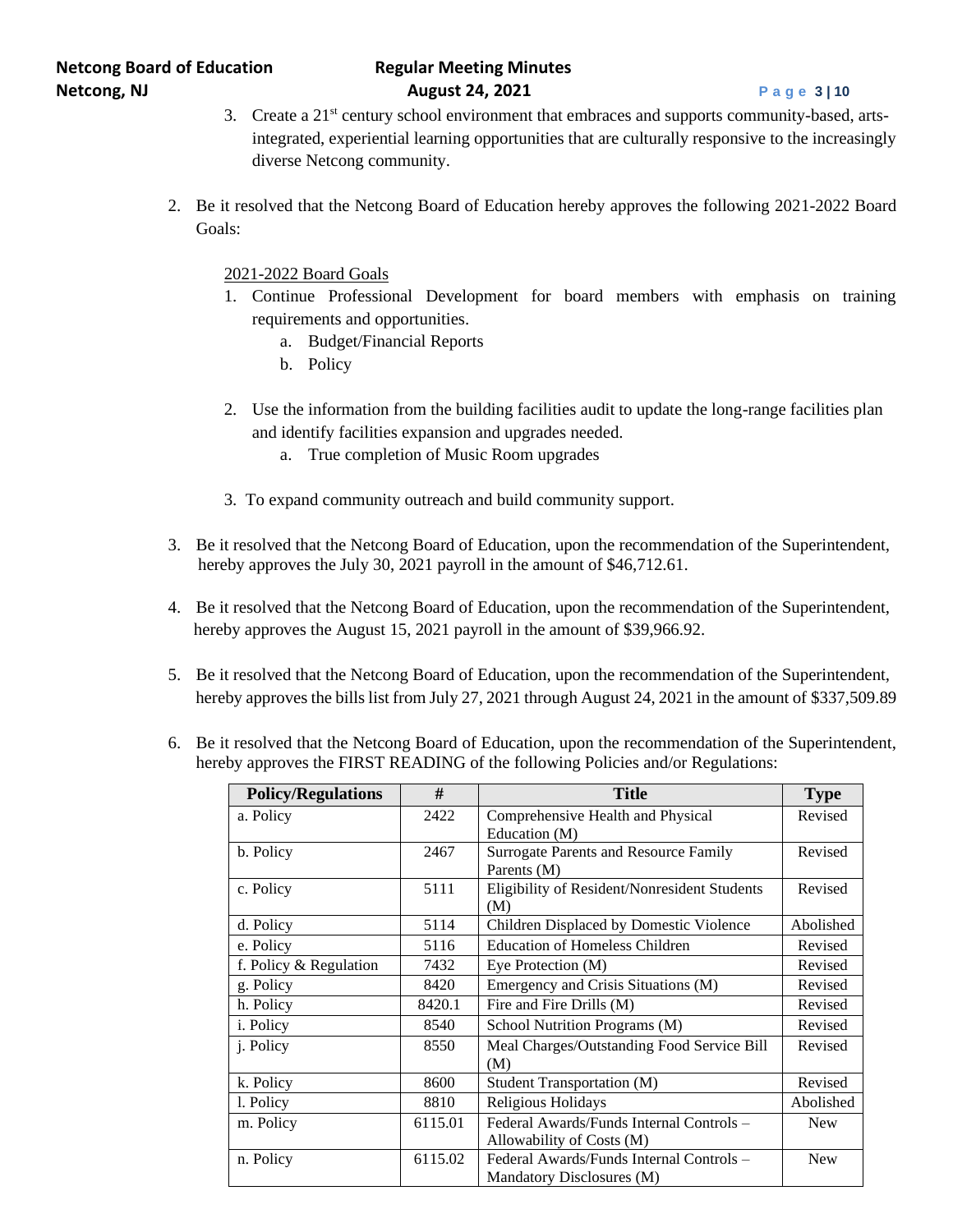3. Create a 21st century school environment that embraces and supports community-based, arts-integrated, experiential learning opportunities that are culturally responsive to the increasingly diverse Netcong community.

2. Be it resolved that the Netcong Board of Education hereby approves the following 2021-2022 Board Goals:

   2021-2022 Board Goals

   1. Continue Professional Development for board members with emphasis on training requirements and opportunities.
      a. Budget/Financial Reports
      b. Policy

   2. Use the information from the building facilities audit to update the long-range facilities plan and identify facilities expansion and upgrades needed.
      a. True completion of Music Room upgrades

   3. To expand community outreach and build community support.

3. Be it resolved that the Netcong Board of Education, upon the recommendation of the Superintendent, hereby approves the July 30, 2021 payroll in the amount of $46,712.61.

4. Be it resolved that the Netcong Board of Education, upon the recommendation of the Superintendent, hereby approves the August 15, 2021 payroll in the amount of $39,966.92.

5. Be it resolved that the Netcong Board of Education, upon the recommendation of the Superintendent, hereby approves the bills list from July 27, 2021 through August 24, 2021 in the amount of $337,509.89

6. Be it resolved that the Netcong Board of Education, upon the recommendation of the Superintendent, hereby approves the FIRST READING of the following Policies and/or Regulations:

| Policy/Regulations | # | Title | Type |
|---|---|---|---|
| a. Policy | 2422 | Comprehensive Health and Physical Education (M) | Revised |
| b. Policy | 2467 | Surrogate Parents and Resource Family Parents (M) | Revised |
| c. Policy | 5111 | Eligibility of Resident/Nonresident Students (M) | Revised |
| d. Policy | 5114 | Children Displaced by Domestic Violence | Abolished |
| e. Policy | 5116 | Education of Homeless Children | Revised |
| f. Policy & Regulation | 7432 | Eye Protection (M) | Revised |
| g. Policy | 8420 | Emergency and Crisis Situations (M) | Revised |
| h. Policy | 8420.1 | Fire and Fire Drills (M) | Revised |
| i. Policy | 8540 | School Nutrition Programs (M) | Revised |
| j. Policy | 8550 | Meal Charges/Outstanding Food Service Bill (M) | Revised |
| k. Policy | 8600 | Student Transportation (M) | Revised |
| l. Policy | 8810 | Religious Holidays | Abolished |
| m. Policy | 6115.01 | Federal Awards/Funds Internal Controls – Allowability of Costs (M) | New |
| n. Policy | 6115.02 | Federal Awards/Funds Internal Controls – Mandatory Disclosures (M) | New |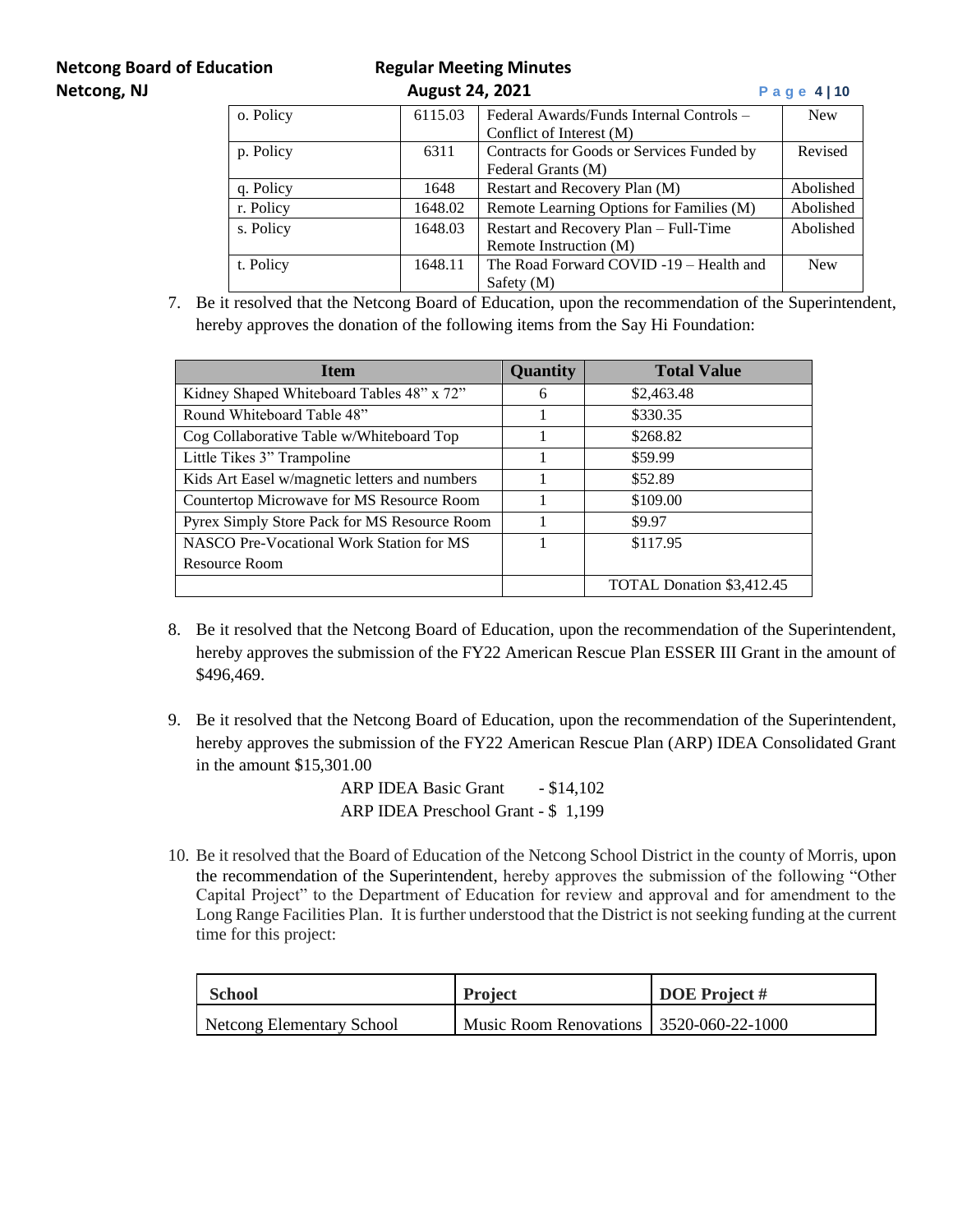| o. Policy | 6115.03 | Federal Awards/Funds Internal Controls – Conflict of Interest (M) | New |
|---|---|---|---|
| p. Policy | 6311 | Contracts for Goods or Services Funded by Federal Grants (M) | Revised |
| q. Policy | 1648 | Restart and Recovery Plan (M) | Abolished |
| r. Policy | 1648.02 | Remote Learning Options for Families (M) | Abolished |
| s. Policy | 1648.03 | Restart and Recovery Plan – Full-Time Remote Instruction (M) | Abolished |
| t. Policy | 1648.11 | The Road Forward COVID -19 – Health and Safety (M) | New |

7. Be it resolved that the Netcong Board of Education, upon the recommendation of the Superintendent, hereby approves the donation of the following items from the Say Hi Foundation:

| Item | Quantity | Total Value |
|---|---|---|
| Kidney Shaped Whiteboard Tables 48" x 72" | 6 | $2,463.48 |
| Round Whiteboard Table 48" | 1 | $330.35 |
| Cog Collaborative Table w/Whiteboard Top | 1 | $268.82 |
| Little Tikes 3" Trampoline | 1 | $59.99 |
| Kids Art Easel w/magnetic letters and numbers | 1 | $52.89 |
| Countertop Microwave for MS Resource Room | 1 | $109.00 |
| Pyrex Simply Store Pack for MS Resource Room | 1 | $9.97 |
| NASCO Pre-Vocational Work Station for MS Resource Room | 1 | $117.95 |
| | | TOTAL Donation $3,412.45 |

8. Be it resolved that the Netcong Board of Education, upon the recommendation of the Superintendent, hereby approves the submission of the FY22 American Rescue Plan ESSER III Grant in the amount of $496,469.

9. Be it resolved that the Netcong Board of Education, upon the recommendation of the Superintendent, hereby approves the submission of the FY22 American Rescue Plan (ARP) IDEA Consolidated Grant in the amount $15,301.00

   ARP IDEA Basic Grant - $14,102
   ARP IDEA Preschool Grant - $ 1,199

10. Be it resolved that the Board of Education of the Netcong School District in the county of Morris, upon the recommendation of the Superintendent, hereby approves the submission of the following "Other Capital Project" to the Department of Education for review and approval and for amendment to the Long Range Facilities Plan. It is further understood that the District is not seeking funding at the current time for this project:

| School | Project | DOE Project # |
|---|---|---|
| Netcong Elementary School | Music Room Renovations | 3520-060-22-1000 |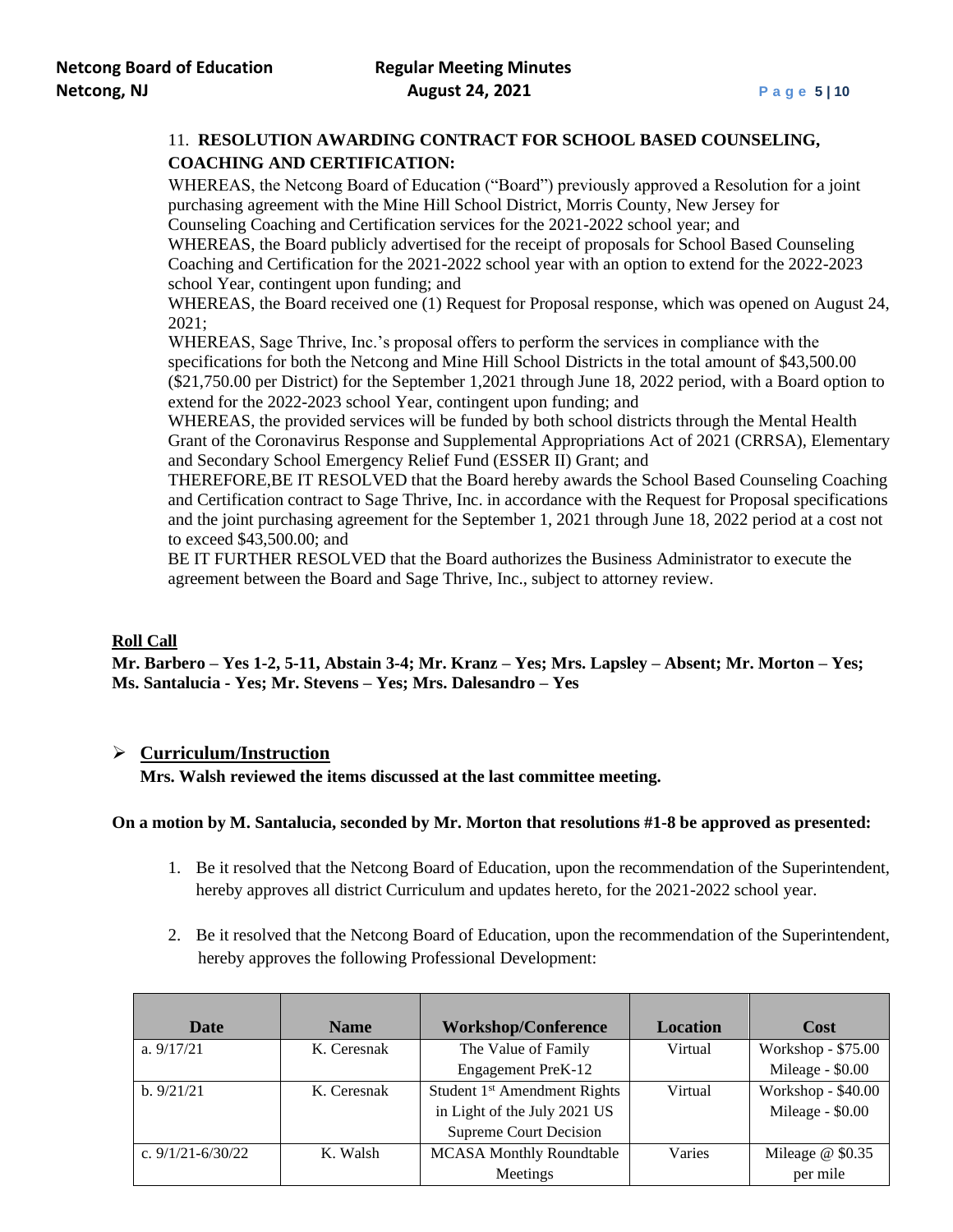11. **RESOLUTION AWARDING CONTRACT FOR SCHOOL BASED COUNSELING, COACHING AND CERTIFICATION:**

WHEREAS, the Netcong Board of Education ("Board") previously approved a Resolution for a joint purchasing agreement with the Mine Hill School District, Morris County, New Jersey for Counseling Coaching and Certification services for the 2021-2022 school year; and
WHEREAS, the Board publicly advertised for the receipt of proposals for School Based Counseling Coaching and Certification for the 2021-2022 school year with an option to extend for the 2022-2023 school Year, contingent upon funding; and
WHEREAS, the Board received one (1) Request for Proposal response, which was opened on August 24, 2021;
WHEREAS, Sage Thrive, Inc.'s proposal offers to perform the services in compliance with the specifications for both the Netcong and Mine Hill School Districts in the total amount of $43,500.00 ($21,750.00 per District) for the September 1,2021 through June 18, 2022 period, with a Board option to extend for the 2022-2023 school Year, contingent upon funding; and
WHEREAS, the provided services will be funded by both school districts through the Mental Health Grant of the Coronavirus Response and Supplemental Appropriations Act of 2021 (CRRSA), Elementary and Secondary School Emergency Relief Fund (ESSER II) Grant; and
THEREFORE,BE IT RESOLVED that the Board hereby awards the School Based Counseling Coaching and Certification contract to Sage Thrive, Inc. in accordance with the Request for Proposal specifications and the joint purchasing agreement for the September 1, 2021 through June 18, 2022 period at a cost not to exceed $43,500.00; and
BE IT FURTHER RESOLVED that the Board authorizes the Business Administrator to execute the agreement between the Board and Sage Thrive, Inc., subject to attorney review.

**Roll Call**

**Mr. Barbero – Yes 1-2, 5-11, Abstain 3-4; Mr. Kranz – Yes; Mrs. Lapsley – Absent; Mr. Morton – Yes; Ms. Santalucia - Yes; Mr. Stevens – Yes; Mrs. Dalesandro – Yes**

- **Curriculum/Instruction**
  **Mrs. Walsh reviewed the items discussed at the last committee meeting.**

**On a motion by M. Santalucia, seconded by Mr. Morton that resolutions #1-8 be approved as presented:**

1. Be it resolved that the Netcong Board of Education, upon the recommendation of the Superintendent, hereby approves all district Curriculum and updates hereto, for the 2021-2022 school year.

2. Be it resolved that the Netcong Board of Education, upon the recommendation of the Superintendent, hereby approves the following Professional Development:

| Date | Name | Workshop/Conference | Location | Cost |
|---|---|---|---|---|
| a. 9/17/21 | K. Ceresnak | The Value of Family Engagement PreK-12 | Virtual | Workshop - $75.00 Mileage - $0.00 |
| b. 9/21/21 | K. Ceresnak | Student 1st Amendment Rights in Light of the July 2021 US Supreme Court Decision | Virtual | Workshop - $40.00 Mileage - $0.00 |
| c. 9/1/21-6/30/22 | K. Walsh | MCASA Monthly Roundtable Meetings | Varies | Mileage @ $0.35 per mile |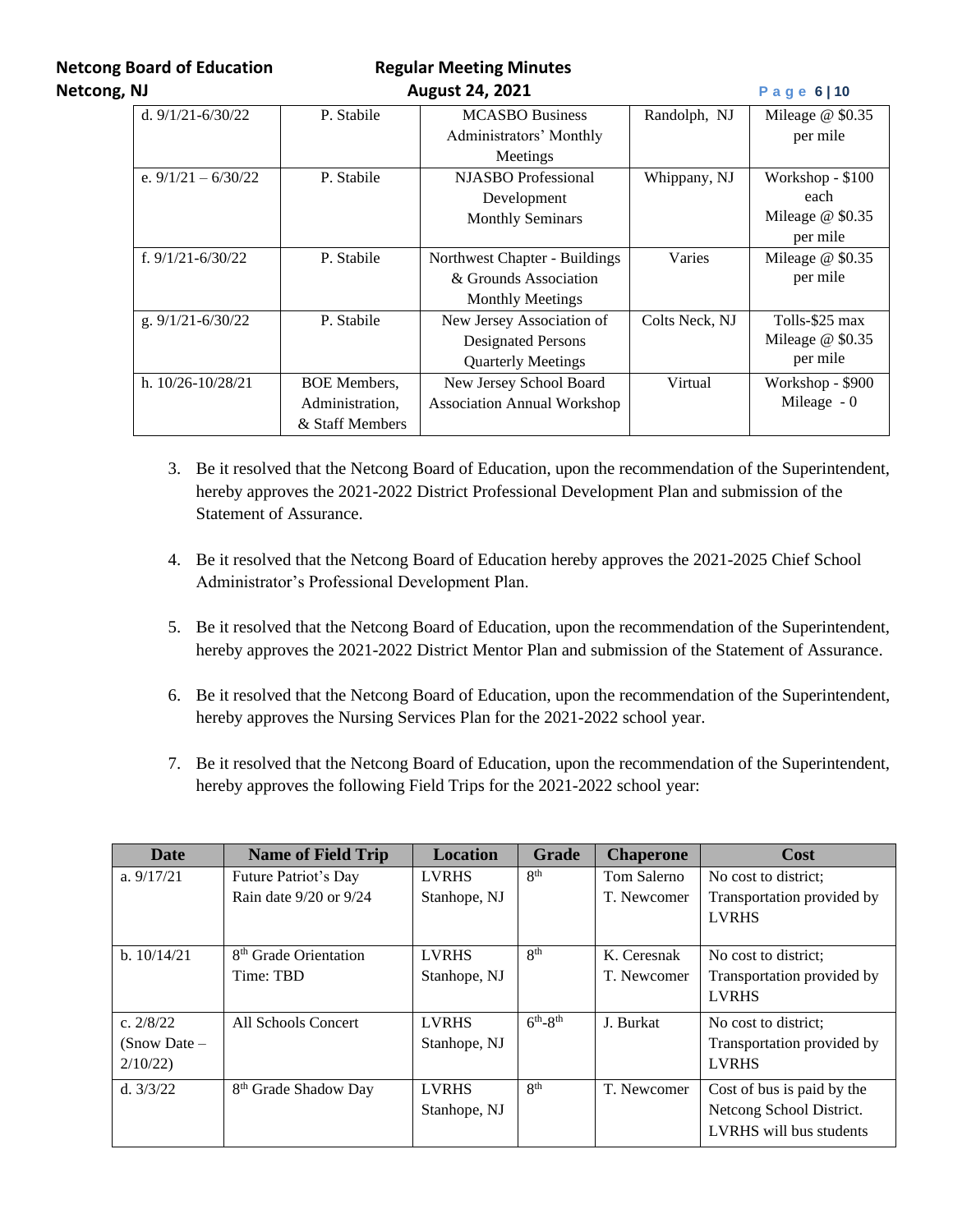| d. 9/1/21-6/30/22 | P. Stabile | MCASBO Business Administrators' Monthly Meetings | Randolph, NJ | Mileage @ $0.35 per mile |
|---|---|---|---|---|
| e. 9/1/21 – 6/30/22 | P. Stabile | NJASBO Professional Development Monthly Seminars | Whippany, NJ | Workshop - $100 each Mileage @ $0.35 per mile |
| f. 9/1/21-6/30/22 | P. Stabile | Northwest Chapter - Buildings & Grounds Association Monthly Meetings | Varies | Mileage @ $0.35 per mile |
| g. 9/1/21-6/30/22 | P. Stabile | New Jersey Association of Designated Persons Quarterly Meetings | Colts Neck, NJ | Tolls-$25 max Mileage @ $0.35 per mile |
| h. 10/26-10/28/21 | BOE Members, Administration, & Staff Members | New Jersey School Board Association Annual Workshop | Virtual | Workshop - $900 Mileage - 0 |

3. Be it resolved that the Netcong Board of Education, upon the recommendation of the Superintendent, hereby approves the 2021-2022 District Professional Development Plan and submission of the Statement of Assurance.

4. Be it resolved that the Netcong Board of Education hereby approves the 2021-2025 Chief School Administrator's Professional Development Plan.

5. Be it resolved that the Netcong Board of Education, upon the recommendation of the Superintendent, hereby approves the 2021-2022 District Mentor Plan and submission of the Statement of Assurance.

6. Be it resolved that the Netcong Board of Education, upon the recommendation of the Superintendent, hereby approves the Nursing Services Plan for the 2021-2022 school year.

7. Be it resolved that the Netcong Board of Education, upon the recommendation of the Superintendent, hereby approves the following Field Trips for the 2021-2022 school year:

| Date | Name of Field Trip | Location | Grade | Chaperone | Cost |
|---|---|---|---|---|---|
| a. 9/17/21 | Future Patriot's Day Rain date 9/20 or 9/24 | LVRHS Stanhope, NJ | 8th | Tom Salerno T. Newcomer | No cost to district; Transportation provided by LVRHS |
| b. 10/14/21 | 8th Grade Orientation Time: TBD | LVRHS Stanhope, NJ | 8th | K. Ceresnak T. Newcomer | No cost to district; Transportation provided by LVRHS |
| c. 2/8/22 (Snow Date – 2/10/22) | All Schools Concert | LVRHS Stanhope, NJ | 6th-8th | J. Burkat | No cost to district; Transportation provided by LVRHS |
| d. 3/3/22 | 8th Grade Shadow Day | LVRHS Stanhope, NJ | 8th | T. Newcomer | Cost of bus is paid by the Netcong School District. LVRHS will bus students |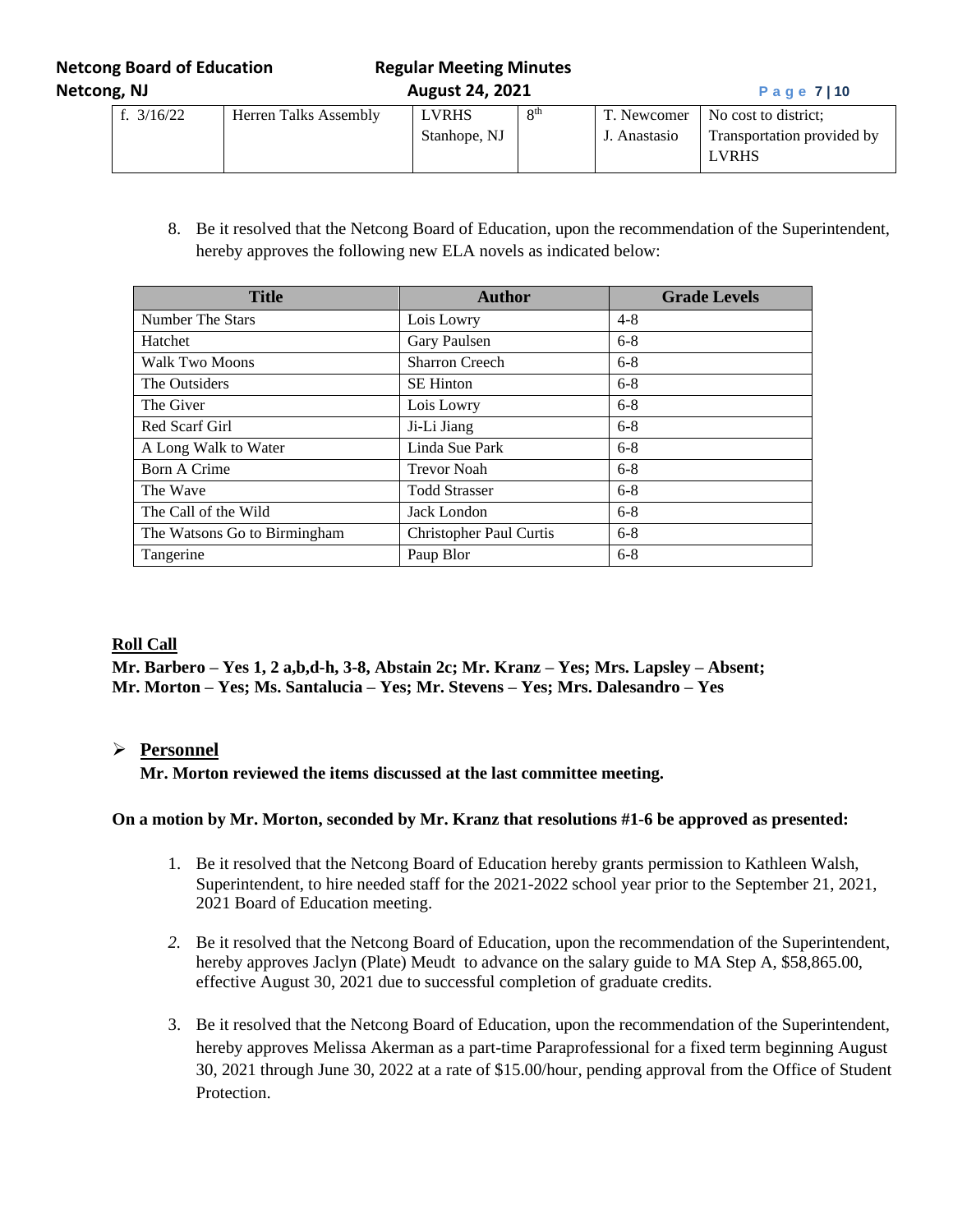| f. 3/16/22 | Herren Talks Assembly | LVRHS Stanhope, NJ | 8th | T. Newcomer J. Anastasio | No cost to district; Transportation provided by LVRHS |
|---|---|---|---|---|---|

8. Be it resolved that the Netcong Board of Education, upon the recommendation of the Superintendent, hereby approves the following new ELA novels as indicated below:

| Title | Author | Grade Levels |
|---|---|---|
| Number The Stars | Lois Lowry | 4-8 |
| Hatchet | Gary Paulsen | 6-8 |
| Walk Two Moons | Sharron Creech | 6-8 |
| The Outsiders | SE Hinton | 6-8 |
| The Giver | Lois Lowry | 6-8 |
| Red Scarf Girl | Ji-Li Jiang | 6-8 |
| A Long Walk to Water | Linda Sue Park | 6-8 |
| Born A Crime | Trevor Noah | 6-8 |
| The Wave | Todd Strasser | 6-8 |
| The Call of the Wild | Jack London | 6-8 |
| The Watsons Go to Birmingham | Christopher Paul Curtis | 6-8 |
| Tangerine | Paup Blor | 6-8 |

**Roll Call**

**Mr. Barbero – Yes 1, 2 a,b,d-h, 3-8, Abstain 2c; Mr. Kranz – Yes; Mrs. Lapsley – Absent; Mr. Morton – Yes; Ms. Santalucia – Yes; Mr. Stevens – Yes; Mrs. Dalesandro – Yes**

- **Personnel**

  **Mr. Morton reviewed the items discussed at the last committee meeting.**

**On a motion by Mr. Morton, seconded by Mr. Kranz that resolutions #1-6 be approved as presented:**

1. Be it resolved that the Netcong Board of Education hereby grants permission to Kathleen Walsh, Superintendent, to hire needed staff for the 2021-2022 school year prior to the September 21, 2021, 2021 Board of Education meeting.

2. Be it resolved that the Netcong Board of Education, upon the recommendation of the Superintendent, hereby approves Jaclyn (Plate) Meudt to advance on the salary guide to MA Step A, $58,865.00, effective August 30, 2021 due to successful completion of graduate credits.

3. Be it resolved that the Netcong Board of Education, upon the recommendation of the Superintendent, hereby approves Melissa Akerman as a part-time Paraprofessional for a fixed term beginning August 30, 2021 through June 30, 2022 at a rate of $15.00/hour, pending approval from the Office of Student Protection.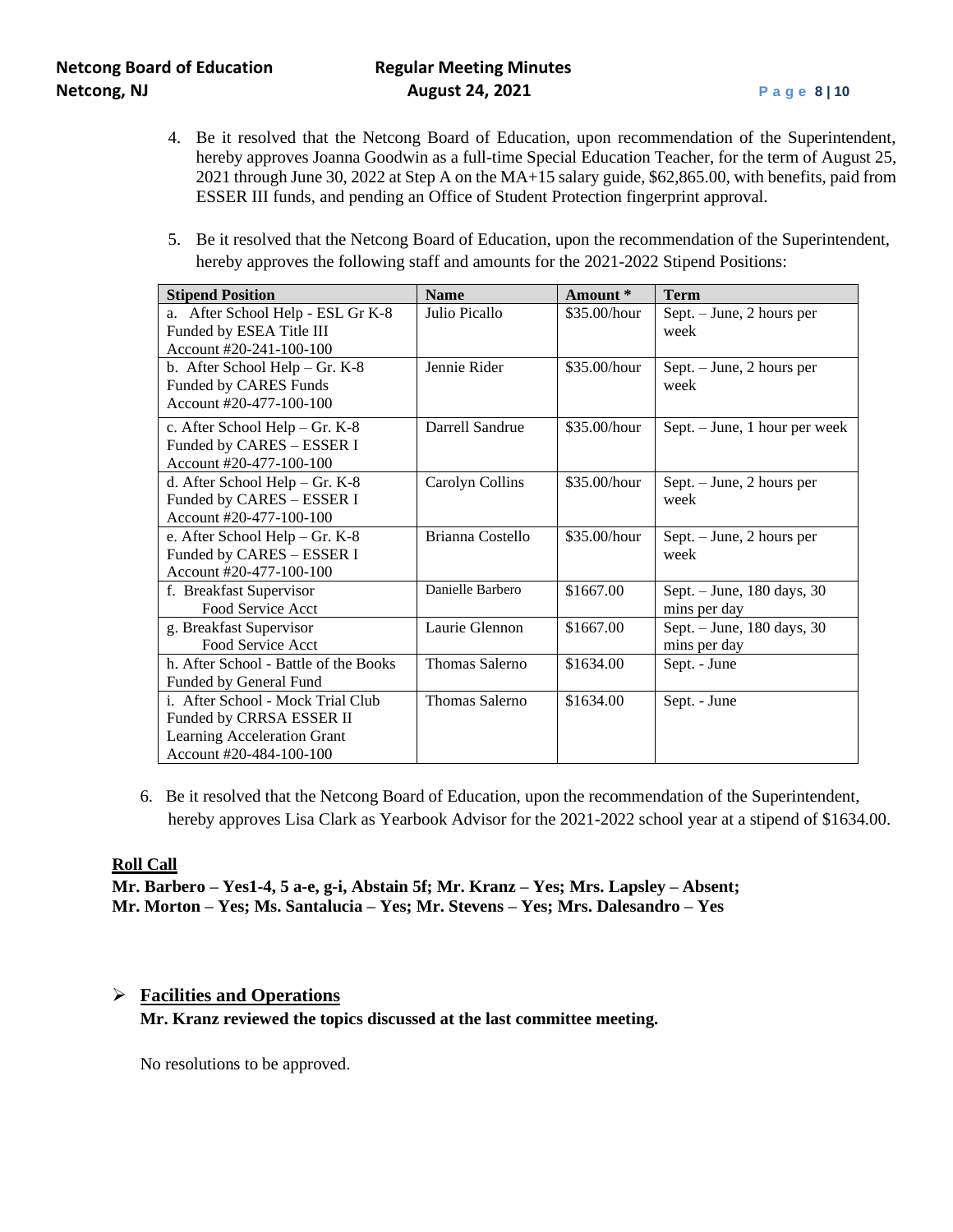4. Be it resolved that the Netcong Board of Education, upon recommendation of the Superintendent, hereby approves Joanna Goodwin as a full-time Special Education Teacher, for the term of August 25, 2021 through June 30, 2022 at Step A on the MA+15 salary guide, $62,865.00, with benefits, paid from ESSER III funds, and pending an Office of Student Protection fingerprint approval.

5. Be it resolved that the Netcong Board of Education, upon the recommendation of the Superintendent, hereby approves the following staff and amounts for the 2021-2022 Stipend Positions:

| Stipend Position | Name | Amount * | Term |
|---|---|---|---|
| a. After School Help - ESL Gr K-8 Funded by ESEA Title III Account #20-241-100-100 | Julio Picallo | $35.00/hour | Sept. – June, 2 hours per week |
| b. After School Help – Gr. K-8 Funded by CARES Funds Account #20-477-100-100 | Jennie Rider | $35.00/hour | Sept. – June, 2 hours per week |
| c. After School Help – Gr. K-8 Funded by CARES – ESSER I Account #20-477-100-100 | Darrell Sandrue | $35.00/hour | Sept. – June, 1 hour per week |
| d. After School Help – Gr. K-8 Funded by CARES – ESSER I Account #20-477-100-100 | Carolyn Collins | $35.00/hour | Sept. – June, 2 hours per week |
| e. After School Help – Gr. K-8 Funded by CARES – ESSER I Account #20-477-100-100 | Brianna Costello | $35.00/hour | Sept. – June, 2 hours per week |
| f. Breakfast Supervisor Food Service Acct | Danielle Barbero | $1667.00 | Sept. – June, 180 days, 30 mins per day |
| g. Breakfast Supervisor Food Service Acct | Laurie Glennon | $1667.00 | Sept. – June, 180 days, 30 mins per day |
| h. After School - Battle of the Books Funded by General Fund | Thomas Salerno | $1634.00 | Sept. - June |
| i. After School - Mock Trial Club Funded by CRRSA ESSER II Learning Acceleration Grant Account #20-484-100-100 | Thomas Salerno | $1634.00 | Sept. - June |

6. Be it resolved that the Netcong Board of Education, upon the recommendation of the Superintendent, hereby approves Lisa Clark as Yearbook Advisor for the 2021-2022 school year at a stipend of $1634.00.

**Roll Call**

**Mr. Barbero – Yes1-4, 5 a-e, g-i, Abstain 5f; Mr. Kranz – Yes; Mrs. Lapsley – Absent; Mr. Morton – Yes; Ms. Santalucia – Yes; Mr. Stevens – Yes; Mrs. Dalesandro – Yes**

- **Facilities and Operations**

  **Mr. Kranz reviewed the topics discussed at the last committee meeting.**

  No resolutions to be approved.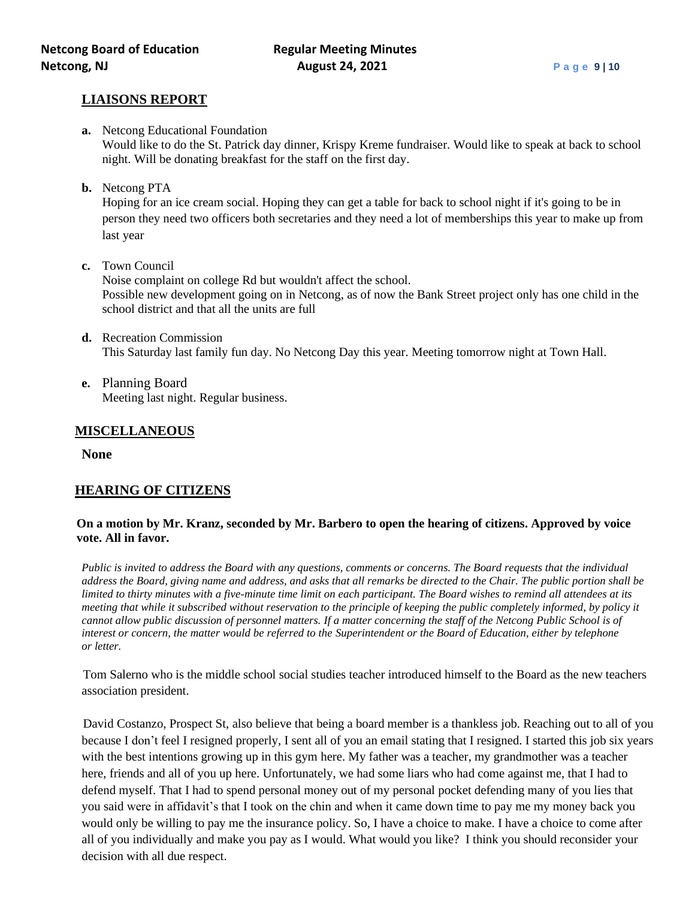## LIAISONS REPORT

**a.** Netcong Educational Foundation
Would like to do the St. Patrick day dinner, Krispy Kreme fundraiser. Would like to speak at back to school night. Will be donating breakfast for the staff on the first day.

**b.** Netcong PTA
Hoping for an ice cream social. Hoping they can get a table for back to school night if it's going to be in person they need two officers both secretaries and they need a lot of memberships this year to make up from last year

**c.** Town Council
Noise complaint on college Rd but wouldn't affect the school.
Possible new development going on in Netcong, as of now the Bank Street project only has one child in the school district and that all the units are full

**d.** Recreation Commission
This Saturday last family fun day. No Netcong Day this year. Meeting tomorrow night at Town Hall.

**e.** Planning Board
Meeting last night. Regular business.

## MISCELLANEOUS

**None**

## HEARING OF CITIZENS

**On a motion by Mr. Kranz, seconded by Mr. Barbero to open the hearing of citizens. Approved by voice vote. All in favor.**

*Public is invited to address the Board with any questions, comments or concerns. The Board requests that the individual address the Board, giving name and address, and asks that all remarks be directed to the Chair. The public portion shall be limited to thirty minutes with a five-minute time limit on each participant. The Board wishes to remind all attendees at its meeting that while it subscribed without reservation to the principle of keeping the public completely informed, by policy it cannot allow public discussion of personnel matters. If a matter concerning the staff of the Netcong Public School is of interest or concern, the matter would be referred to the Superintendent or the Board of Education, either by telephone or letter.*

Tom Salerno who is the middle school social studies teacher introduced himself to the Board as the new teachers association president.

David Costanzo, Prospect St, also believe that being a board member is a thankless job. Reaching out to all of you because I don't feel I resigned properly, I sent all of you an email stating that I resigned. I started this job six years with the best intentions growing up in this gym here. My father was a teacher, my grandmother was a teacher here, friends and all of you up here. Unfortunately, we had some liars who had come against me, that I had to defend myself. That I had to spend personal money out of my personal pocket defending many of you lies that you said were in affidavit's that I took on the chin and when it came down time to pay me my money back you would only be willing to pay me the insurance policy. So, I have a choice to make. I have a choice to come after all of you individually and make you pay as I would. What would you like? I think you should reconsider your decision with all due respect.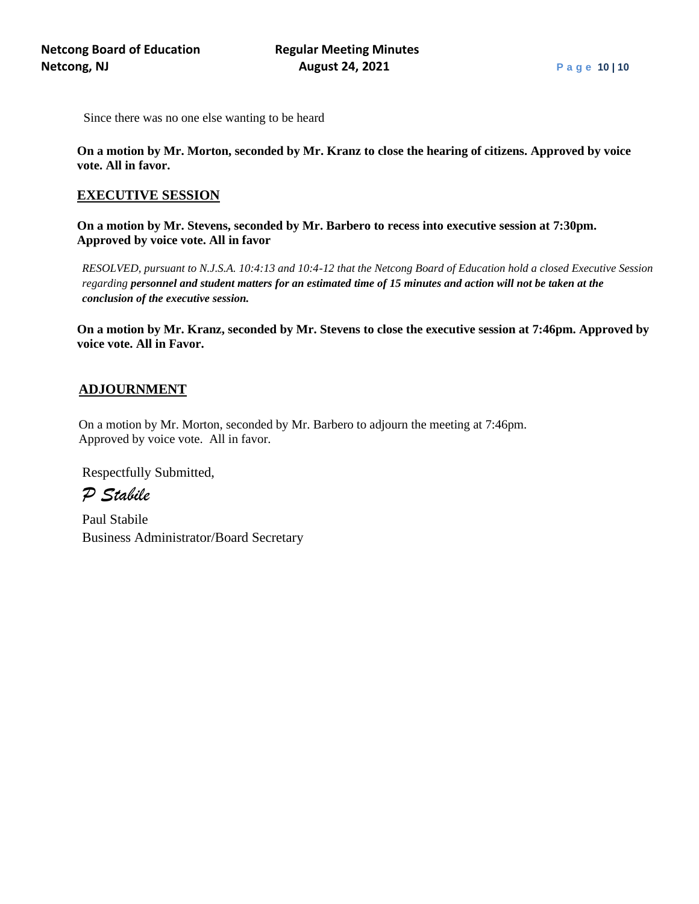Since there was no one else wanting to be heard

**On a motion by Mr. Morton, seconded by Mr. Kranz to close the hearing of citizens. Approved by voice vote. All in favor.**

## EXECUTIVE SESSION

**On a motion by Mr. Stevens, seconded by Mr. Barbero to recess into executive session at 7:30pm. Approved by voice vote. All in favor**

*RESOLVED, pursuant to N.J.S.A. 10:4:13 and 10:4-12 that the Netcong Board of Education hold a closed Executive Session regarding* ***personnel and student matters for an estimated time of 15 minutes and action will not be taken at the conclusion of the executive session.***

**On a motion by Mr. Kranz, seconded by Mr. Stevens to close the executive session at 7:46pm. Approved by voice vote. All in Favor.**

## ADJOURNMENT

On a motion by Mr. Morton, seconded by Mr. Barbero to adjourn the meeting at 7:46pm. Approved by voice vote. All in favor.

Respectfully Submitted,

*P Stabile*

Paul Stabile
Business Administrator/Board Secretary